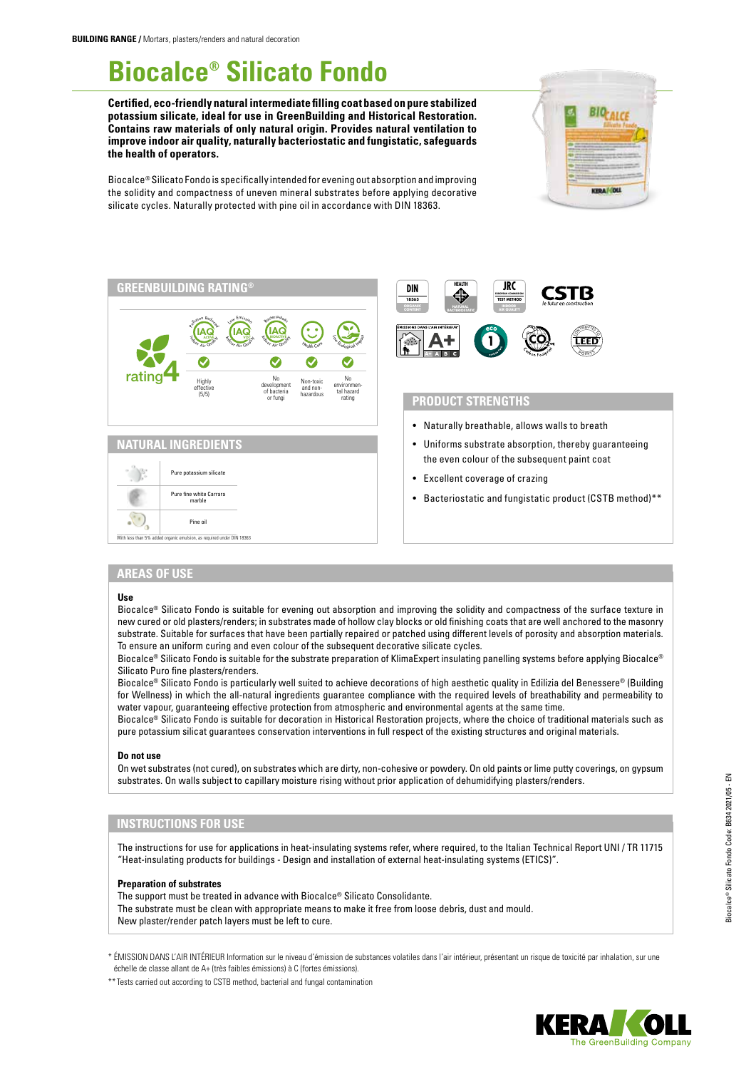**BUILDING RANGE /** Mortars, plasters/renders and natural decoration

# Biocalce® Silicato Fondo

**Certified, eco-friendly natural intermediate filling coat based on pure stabilized potassium silicate, ideal for use in GreenBuilding and Historical Restoration. Contains raw materials of only natural origin. Provides natural ventilation to improve indoor air quality, naturally bacteriostatic and fungistatic, safeguards the health of operators.**

Biocalce® Silicato Fondo is specifically intended for evening out absorption and improving the solidity and compactness of uneven mineral substrates before applying decorative silicate cycles. Naturally protected with pine oil in accordance with DIN 18363.

## GREENBUILDING RATING®

rating 4

| Pollution Reducing – IAQ Active – Indoor Air Quality | Low Emission – IAQ VOC – Indoor Air Quality | Bacteriostatic – IAQ Bioactive – Indoor Air Quality | Health Care | Low Ecological Impact |
|---|---|---|---|---|
| ✓ | | ✓ | ✓ | ✓ |
| Highly effective (5/5) | | No development of bacteria or fungi | Non-toxic and non-hazardous | No environmental hazard rating |

DIN 18363 – ORGANIC CONTENT; HEALTH – NATURAL BACTERIOSTATIC; JRC EUROPEAN COMMISSION TEST METHOD – INDOOR AIR QUALITY; CSTB le futur en construction; ÉMISSIONS DANS L'AIR INTÉRIEUR* A+; eco 1; $CO_2$ Carbon Footprint; LEED CONTRIBUTES TO POINTS

## NATURAL INGREDIENTS

- Pure potassium silicate
- Pure fine white Carrara marble
- Pine oil

With less than 5% added organic emulsion, as required under DIN 18363

## PRODUCT STRENGTHS

- Naturally breathable, allows walls to breath
- Uniforms substrate absorption, thereby guaranteeing the even colour of the subsequent paint coat
- Excellent coverage of crazing
- Bacteriostatic and fungistatic product (CSTB method)**

## AREAS OF USE

### Use

Biocalce® Silicato Fondo is suitable for evening out absorption and improving the solidity and compactness of the surface texture in new cured or old plasters/renders; in substrates made of hollow clay blocks or old finishing coats that are well anchored to the masonry substrate. Suitable for surfaces that have been partially repaired or patched using different levels of porosity and absorption materials. To ensure an uniform curing and even colour of the subsequent decorative silicate cycles.

Biocalce® Silicato Fondo is suitable for the substrate preparation of KlimaExpert insulating panelling systems before applying Biocalce® Silicato Puro fine plasters/renders.

Biocalce® Silicato Fondo is particularly well suited to achieve decorations of high aesthetic quality in Edilizia del Benessere® (Building for Wellness) in which the all-natural ingredients guarantee compliance with the required levels of breathability and permeability to water vapour, guaranteeing effective protection from atmospheric and environmental agents at the same time.

Biocalce® Silicato Fondo is suitable for decoration in Historical Restoration projects, where the choice of traditional materials such as pure potassium silicat guarantees conservation interventions in full respect of the existing structures and original materials.

### Do not use

On wet substrates (not cured), on substrates which are dirty, non-cohesive or powdery. On old paints or lime putty coverings, on gypsum substrates. On walls subject to capillary moisture rising without prior application of dehumidifying plasters/renders.

## INSTRUCTIONS FOR USE

The instructions for use for applications in heat-insulating systems refer, where required, to the Italian Technical Report UNI / TR 11715 "Heat-insulating products for buildings - Design and installation of external heat-insulating systems (ETICS)".

### Preparation of substrates

The support must be treated in advance with Biocalce® Silicato Consolidante.
The substrate must be clean with appropriate means to make it free from loose debris, dust and mould.
New plaster/render patch layers must be left to cure.

\* ÉMISSION DANS L'AIR INTÉRIEUR Information sur le niveau d'émission de substances volatiles dans l'air intérieur, présentant un risque de toxicité par inhalation, sur une échelle de classe allant de A+ (très faibles émissions) à C (fortes émissions).

\*\* Tests carried out according to CSTB method, bacterial and fungal contamination

Biocalce® Silicato Fondo Code: B634 2021/05 - EN

KERAKOLL The GreenBuilding Company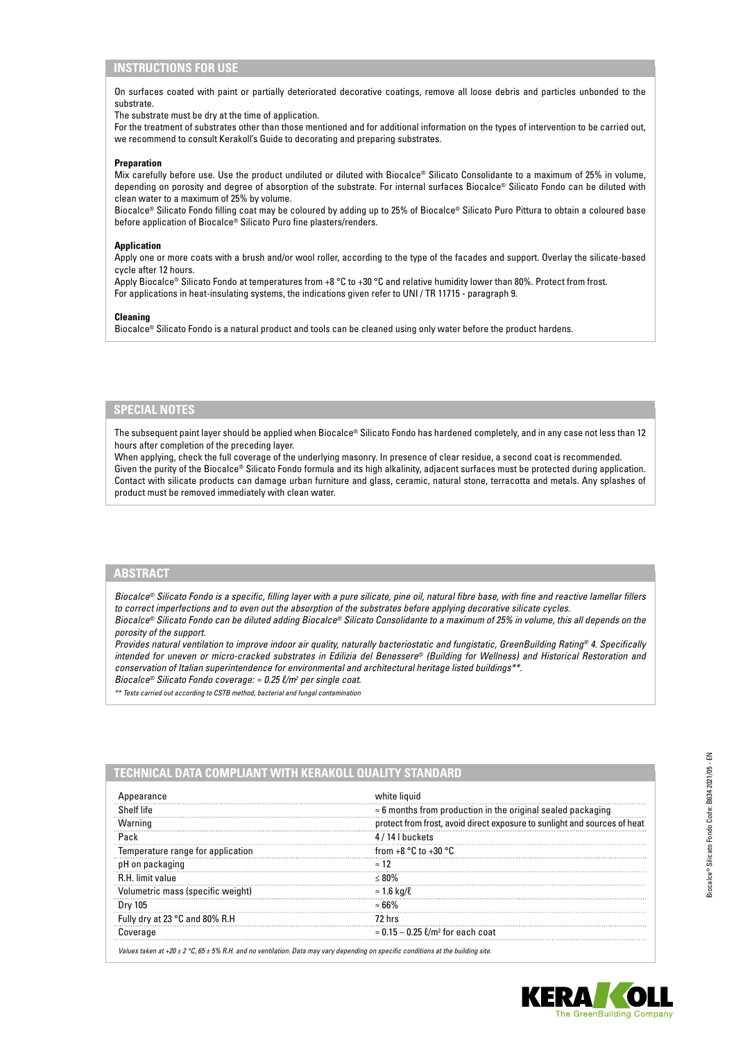## INSTRUCTIONS FOR USE

On surfaces coated with paint or partially deteriorated decorative coatings, remove all loose debris and particles unbonded to the substrate.
The substrate must be dry at the time of application.
For the treatment of substrates other than those mentioned and for additional information on the types of intervention to be carried out, we recommend to consult Kerakoll's Guide to decorating and preparing substrates.

**Preparation**

Mix carefully before use. Use the product undiluted or diluted with Biocalce® Silicato Consolidante to a maximum of 25% in volume, depending on porosity and degree of absorption of the substrate. For internal surfaces Biocalce® Silicato Fondo can be diluted with clean water to a maximum of 25% by volume.
Biocalce® Silicato Fondo filling coat may be coloured by adding up to 25% of Biocalce® Silicato Puro Pittura to obtain a coloured base before application of Biocalce® Silicato Puro fine plasters/renders.

**Application**

Apply one or more coats with a brush and/or wool roller, according to the type of the facades and support. Overlay the silicate-based cycle after 12 hours.
Apply Biocalce® Silicato Fondo at temperatures from +8 °C to +30 °C and relative humidity lower than 80%. Protect from frost.
For applications in heat-insulating systems, the indications given refer to UNI / TR 11715 - paragraph 9.

**Cleaning**

Biocalce® Silicato Fondo is a natural product and tools can be cleaned using only water before the product hardens.

## SPECIAL NOTES

The subsequent paint layer should be applied when Biocalce® Silicato Fondo has hardened completely, and in any case not less than 12 hours after completion of the preceding layer.
When applying, check the full coverage of the underlying masonry. In presence of clear residue, a second coat is recommended.
Given the purity of the Biocalce® Silicato Fondo formula and its high alkalinity, adjacent surfaces must be protected during application. Contact with silicate products can damage urban furniture and glass, ceramic, natural stone, terracotta and metals. Any splashes of product must be removed immediately with clean water.

## ABSTRACT

*Biocalce® Silicato Fondo is a specific, filling layer with a pure silicate, pine oil, natural fibre base, with fine and reactive lamellar fillers to correct imperfections and to even out the absorption of the substrates before applying decorative silicate cycles.*
*Biocalce® Silicato Fondo can be diluted adding Biocalce® Silicato Consolidante to a maximum of 25% in volume, this all depends on the porosity of the support.*
*Provides natural ventilation to improve indoor air quality, naturally bacteriostatic and fungistatic, GreenBuilding Rating® 4. Specifically intended for uneven or micro-cracked substrates in Edilizia del Benessere® (Building for Wellness) and Historical Restoration and conservation of Italian superintendence for environmental and architectural heritage listed buildings\*\*.*
*Biocalce® Silicato Fondo coverage: ≈ 0.25 ℓ/m² per single coat.*

*\*\* Tests carried out according to CSTB method, bacterial and fungal contamination*

## TECHNICAL DATA COMPLIANT WITH KERAKOLL QUALITY STANDARD

| | |
|---|---|
| Appearance | white liquid |
| Shelf life | ≈ 6 months from production in the original sealed packaging |
| Warning | protect from frost, avoid direct exposure to sunlight and sources of heat |
| Pack | 4 / 14 l buckets |
| Temperature range for application | from +8 °C to +30 °C |
| pH on packaging | ≈ 12 |
| R.H. limit value | ≤ 80% |
| Volumetric mass (specific weight) | ≈ 1.6 kg/ℓ |
| Dry 105 | ≈ 66% |
| Fully dry at 23 °C and 80% R.H | 72 hrs |
| Coverage | ≈ 0.15 – 0.25 ℓ/m² for each coat |

*Values taken at +20 ± 2 °C, 65 ± 5% R.H. and no ventilation. Data may vary depending on specific conditions at the building site.*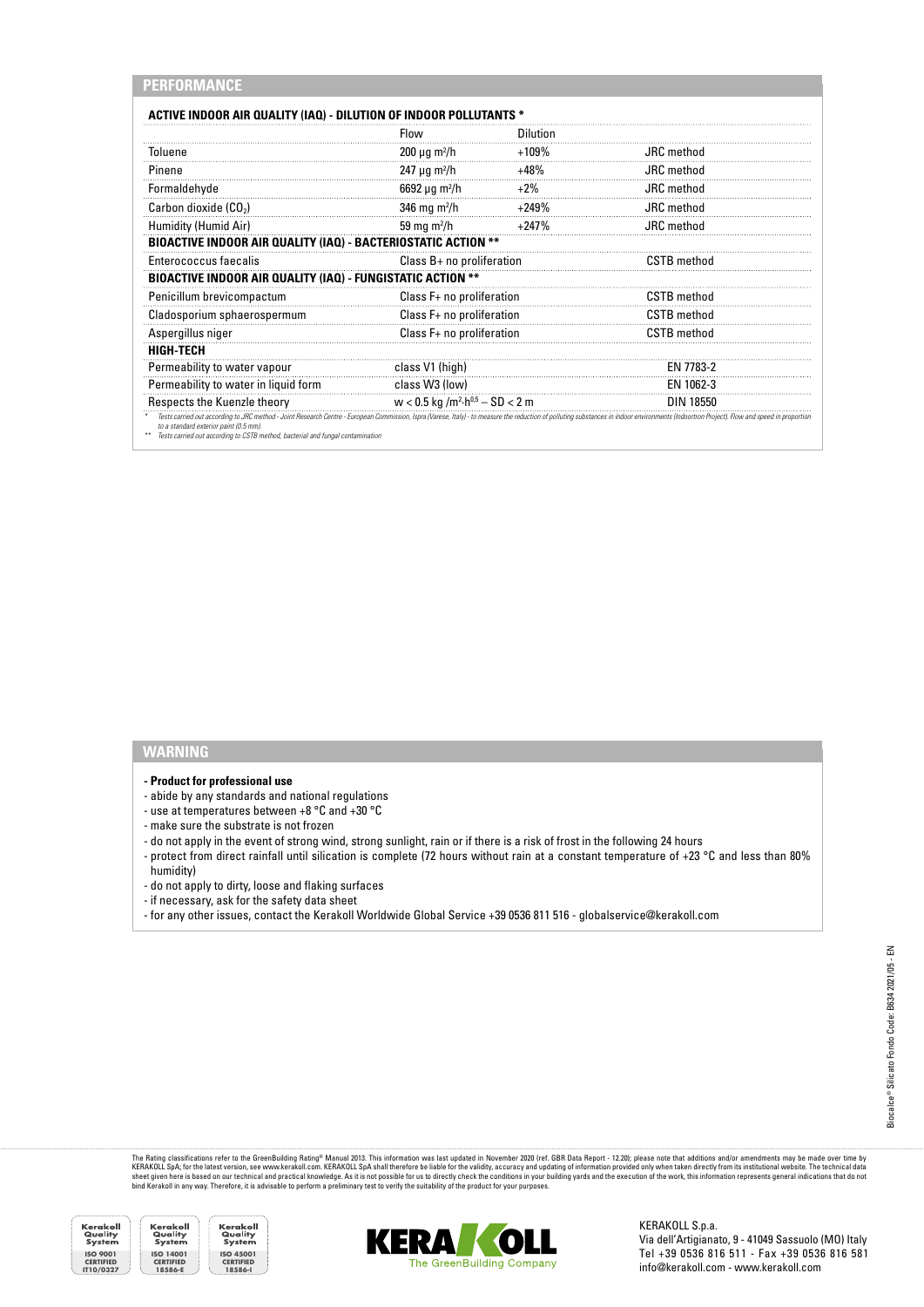## PERFORMANCE

| ACTIVE INDOOR AIR QUALITY (IAQ) - DILUTION OF INDOOR POLLUTANTS * | | | |
|---|---|---|---|
| | Flow | Dilution | |
| Toluene | 200 μg $m^2$/h | +109% | JRC method |
| Pinene | 247 μg $m^2$/h | +48% | JRC method |
| Formaldehyde | 6692 μg $m^2$/h | +2% | JRC method |
| Carbon dioxide ($CO_2$) | 346 mg $m^2$/h | +249% | JRC method |
| Humidity (Humid Air) | 59 mg $m^2$/h | +247% | JRC method |
| **BIOACTIVE INDOOR AIR QUALITY (IAQ) - BACTERIOSTATIC ACTION ****| | | |
| Enterococcus faecalis | Class B+ no proliferation | | CSTB method |
| **BIOACTIVE INDOOR AIR QUALITY (IAQ) - FUNGISTATIC ACTION **** | | | |
| Penicillum brevicompactum | Class F+ no proliferation | | CSTB method |
| Cladosporium sphaerospermum | Class F+ no proliferation | | CSTB method |
| Aspergillus niger | Class F+ no proliferation | | CSTB method |
| **HIGH-TECH** | | | |
| Permeability to water vapour | class V1 (high) | | EN 7783-2 |
| Permeability to water in liquid form | class W3 (low) | | EN 1062-3 |
| Respects the Kuenzle theory | $w < 0.5$ kg /$m^2 \cdot h^{0.5}$ – SD < 2 m | | DIN 18550 |

\* Tests carried out according to JRC method - Joint Research Centre - European Commission, Ispra (Varese, Italy) - to measure the reduction of polluting substances in indoor environments (Indoortron Project). Flow and speed in proportion to a standard exterior paint (0.5 mm).

\*\* Tests carried out according to CSTB method, bacterial and fungal contamination

## WARNING

- **Product for professional use**
- abide by any standards and national regulations
- use at temperatures between +8 °C and +30 °C
- make sure the substrate is not frozen
- do not apply in the event of strong wind, strong sunlight, rain or if there is a risk of frost in the following 24 hours
- protect from direct rainfall until silication is complete (72 hours without rain at a constant temperature of +23 °C and less than 80% humidity)
- do not apply to dirty, loose and flaking surfaces
- if necessary, ask for the safety data sheet
- for any other issues, contact the Kerakoll Worldwide Global Service +39 0536 811 516 - globalservice@kerakoll.com

Biocalce® Silicato Fondo Code: B634 2021/05 - EN

The Rating classifications refer to the GreenBuilding Rating® Manual 2013. This information was last updated in November 2020 (ref. GBR Data Report - 12.20); please note that additions and/or amendments may be made over time by KERAKOLL SpA; for the latest version, see www.kerakoll.com. KERAKOLL SpA shall therefore be liable for the validity, accuracy and updating of information provided only when taken directly from its institutional website. The technical data sheet given here is based on our technical and practical knowledge. As it is not possible for us to directly check the conditions in your building yards and the execution of the work, this information represents general indications that do not bind Kerakoll in any way. Therefore, it is advisable to perform a preliminary test to verify the suitability of the product for your purposes.

Kerakoll Quality System ISO 9001 CERTIFIED IT10/0327

Kerakoll Quality System ISO 14001 CERTIFIED 18586-E

Kerakoll Quality System ISO 45001 CERTIFIED 18586-I

KERAKOLL The GreenBuilding Company

KERAKOLL S.p.a.
Via dell'Artigianato, 9 - 41049 Sassuolo (MO) Italy
Tel +39 0536 816 511 - Fax +39 0536 816 581
info@kerakoll.com - www.kerakoll.com